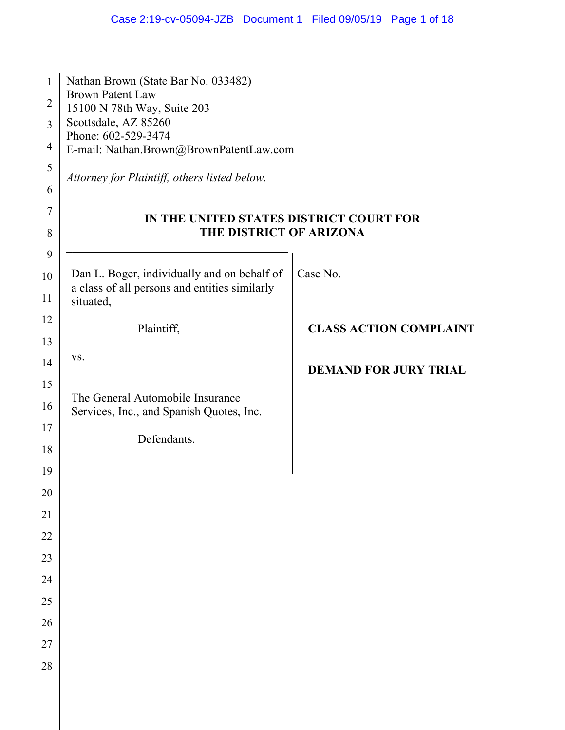Nathan Brown (State Bar No. 033482)
Brown Patent Law
15100 N 78th Way, Suite 203
Scottsdale, AZ 85260
Phone: 602-529-3474
E-mail: Nathan.Brown@BrownPatentLaw.com

*Attorney for Plaintiff, others listed below.*

**IN THE UNITED STATES DISTRICT COURT FOR THE DISTRICT OF ARIZONA**

Dan L. Boger, individually and on behalf of a class of all persons and entities similarly situated,

Plaintiff,

vs.

The General Automobile Insurance Services, Inc., and Spanish Quotes, Inc.

Defendants.

Case No.

**CLASS ACTION COMPLAINT**

**DEMAND FOR JURY TRIAL**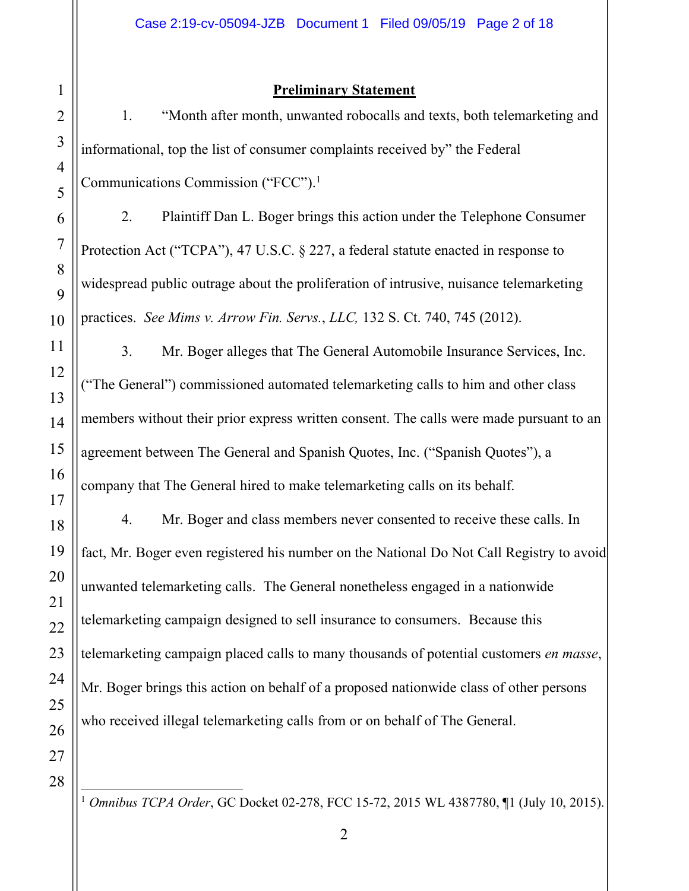## Preliminary Statement

1. "Month after month, unwanted robocalls and texts, both telemarketing and informational, top the list of consumer complaints received by" the Federal Communications Commission ("FCC").[1]

2. Plaintiff Dan L. Boger brings this action under the Telephone Consumer Protection Act ("TCPA"), 47 U.S.C. § 227, a federal statute enacted in response to widespread public outrage about the proliferation of intrusive, nuisance telemarketing practices. *See Mims v. Arrow Fin. Servs., LLC,* 132 S. Ct. 740, 745 (2012).

3. Mr. Boger alleges that The General Automobile Insurance Services, Inc. ("The General") commissioned automated telemarketing calls to him and other class members without their prior express written consent. The calls were made pursuant to an agreement between The General and Spanish Quotes, Inc. ("Spanish Quotes"), a company that The General hired to make telemarketing calls on its behalf.

4. Mr. Boger and class members never consented to receive these calls. In fact, Mr. Boger even registered his number on the National Do Not Call Registry to avoid unwanted telemarketing calls. The General nonetheless engaged in a nationwide telemarketing campaign designed to sell insurance to consumers. Because this telemarketing campaign placed calls to many thousands of potential customers *en masse*, Mr. Boger brings this action on behalf of a proposed nationwide class of other persons who received illegal telemarketing calls from or on behalf of The General.

---

[1] *Omnibus TCPA Order*, GC Docket 02-278, FCC 15-72, 2015 WL 4387780, ¶1 (July 10, 2015).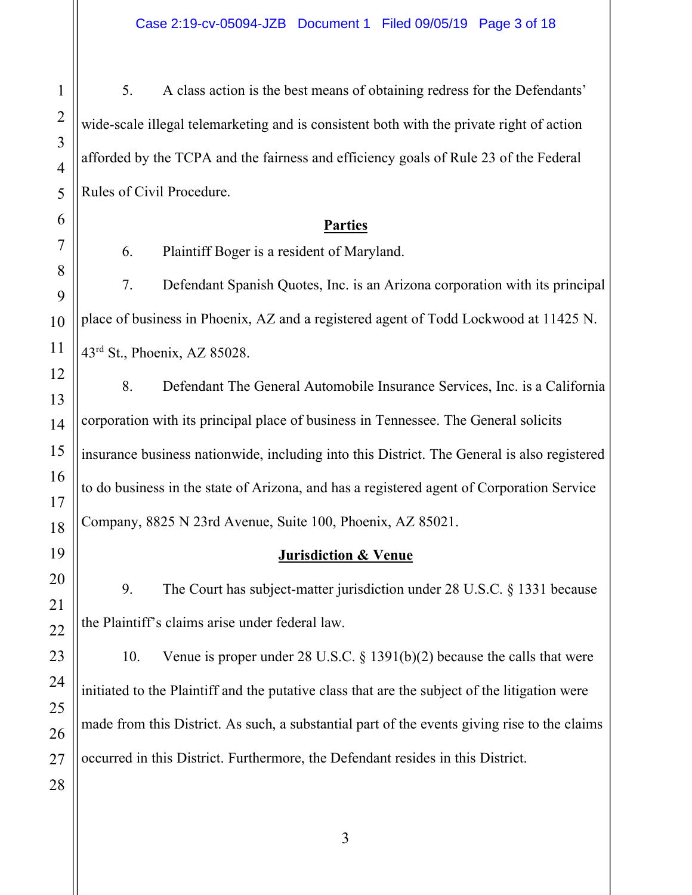5. A class action is the best means of obtaining redress for the Defendants' wide-scale illegal telemarketing and is consistent both with the private right of action afforded by the TCPA and the fairness and efficiency goals of Rule 23 of the Federal Rules of Civil Procedure.

## Parties

6. Plaintiff Boger is a resident of Maryland.

7. Defendant Spanish Quotes, Inc. is an Arizona corporation with its principal place of business in Phoenix, AZ and a registered agent of Todd Lockwood at 11425 N. 43rd St., Phoenix, AZ 85028.

8. Defendant The General Automobile Insurance Services, Inc. is a California corporation with its principal place of business in Tennessee. The General solicits insurance business nationwide, including into this District. The General is also registered to do business in the state of Arizona, and has a registered agent of Corporation Service Company, 8825 N 23rd Avenue, Suite 100, Phoenix, AZ 85021.

## Jurisdiction & Venue

9. The Court has subject-matter jurisdiction under 28 U.S.C. § 1331 because the Plaintiff's claims arise under federal law.

10. Venue is proper under 28 U.S.C. § 1391(b)(2) because the calls that were initiated to the Plaintiff and the putative class that are the subject of the litigation were made from this District. As such, a substantial part of the events giving rise to the claims occurred in this District. Furthermore, the Defendant resides in this District.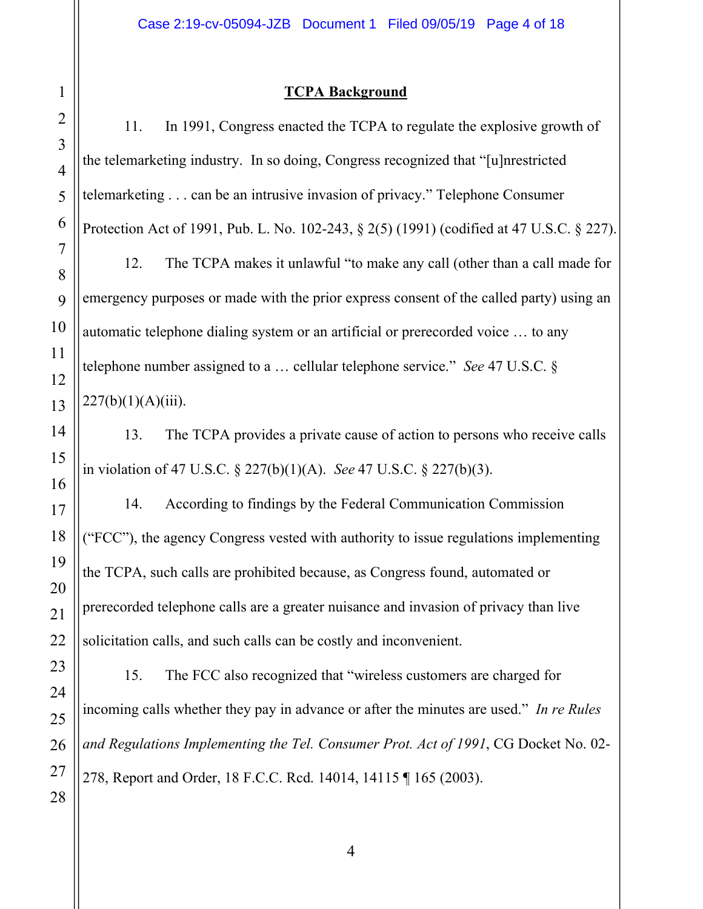## TCPA Background

11. In 1991, Congress enacted the TCPA to regulate the explosive growth of the telemarketing industry. In so doing, Congress recognized that "[u]nrestricted telemarketing . . . can be an intrusive invasion of privacy." Telephone Consumer Protection Act of 1991, Pub. L. No. 102-243, § 2(5) (1991) (codified at 47 U.S.C. § 227).

12. The TCPA makes it unlawful "to make any call (other than a call made for emergency purposes or made with the prior express consent of the called party) using an automatic telephone dialing system or an artificial or prerecorded voice … to any telephone number assigned to a … cellular telephone service." *See* 47 U.S.C. § 227(b)(1)(A)(iii).

13. The TCPA provides a private cause of action to persons who receive calls in violation of 47 U.S.C. § 227(b)(1)(A). *See* 47 U.S.C. § 227(b)(3).

14. According to findings by the Federal Communication Commission ("FCC"), the agency Congress vested with authority to issue regulations implementing the TCPA, such calls are prohibited because, as Congress found, automated or prerecorded telephone calls are a greater nuisance and invasion of privacy than live solicitation calls, and such calls can be costly and inconvenient.

15. The FCC also recognized that "wireless customers are charged for incoming calls whether they pay in advance or after the minutes are used." *In re Rules and Regulations Implementing the Tel. Consumer Prot. Act of 1991*, CG Docket No. 02-278, Report and Order, 18 F.C.C. Rcd. 14014, 14115 ¶ 165 (2003).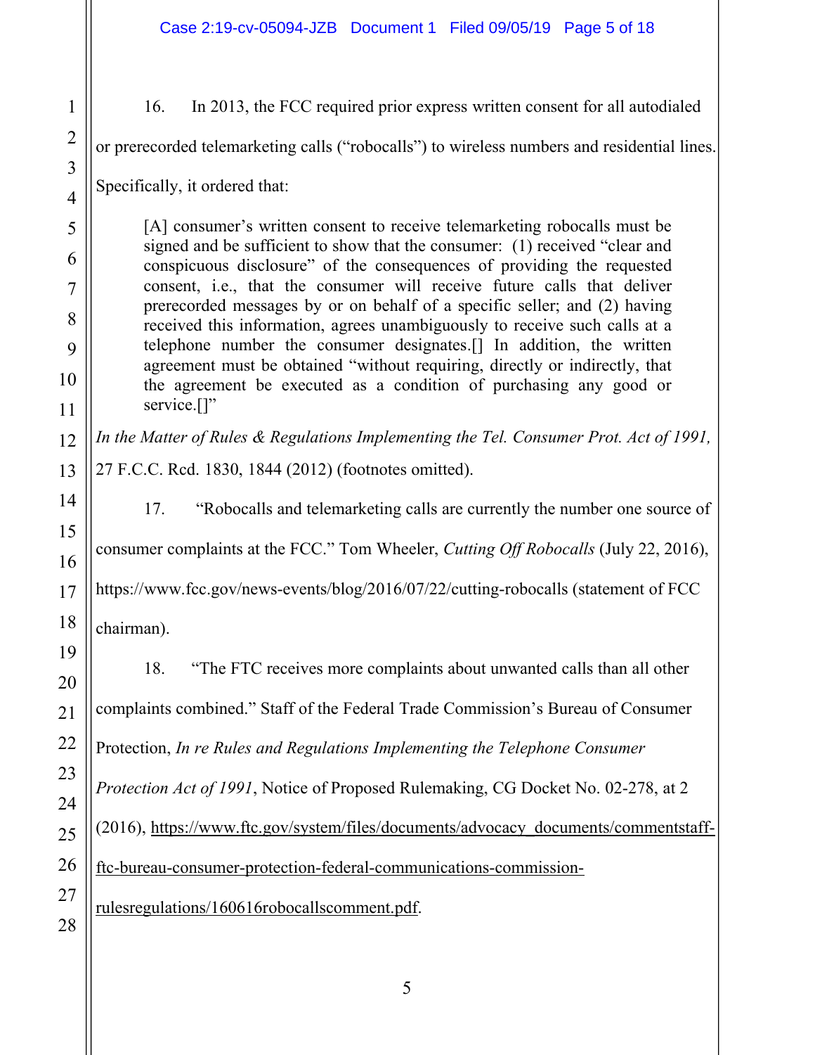16. In 2013, the FCC required prior express written consent for all autodialed or prerecorded telemarketing calls ("robocalls") to wireless numbers and residential lines. Specifically, it ordered that:

> [A] consumer's written consent to receive telemarketing robocalls must be signed and be sufficient to show that the consumer: (1) received "clear and conspicuous disclosure" of the consequences of providing the requested consent, i.e., that the consumer will receive future calls that deliver prerecorded messages by or on behalf of a specific seller; and (2) having received this information, agrees unambiguously to receive such calls at a telephone number the consumer designates.[] In addition, the written agreement must be obtained "without requiring, directly or indirectly, that the agreement be executed as a condition of purchasing any good or service.[]"

*In the Matter of Rules & Regulations Implementing the Tel. Consumer Prot. Act of 1991,* 27 F.C.C. Rcd. 1830, 1844 (2012) (footnotes omitted).

17. "Robocalls and telemarketing calls are currently the number one source of consumer complaints at the FCC." Tom Wheeler, *Cutting Off Robocalls* (July 22, 2016), https://www.fcc.gov/news-events/blog/2016/07/22/cutting-robocalls (statement of FCC chairman).

18. "The FTC receives more complaints about unwanted calls than all other complaints combined." Staff of the Federal Trade Commission's Bureau of Consumer Protection, *In re Rules and Regulations Implementing the Telephone Consumer Protection Act of 1991*, Notice of Proposed Rulemaking, CG Docket No. 02-278, at 2 (2016), https://www.ftc.gov/system/files/documents/advocacy_documents/commentstaff-ftc-bureau-consumer-protection-federal-communications-commission-rulesregulations/160616robocallscomment.pdf.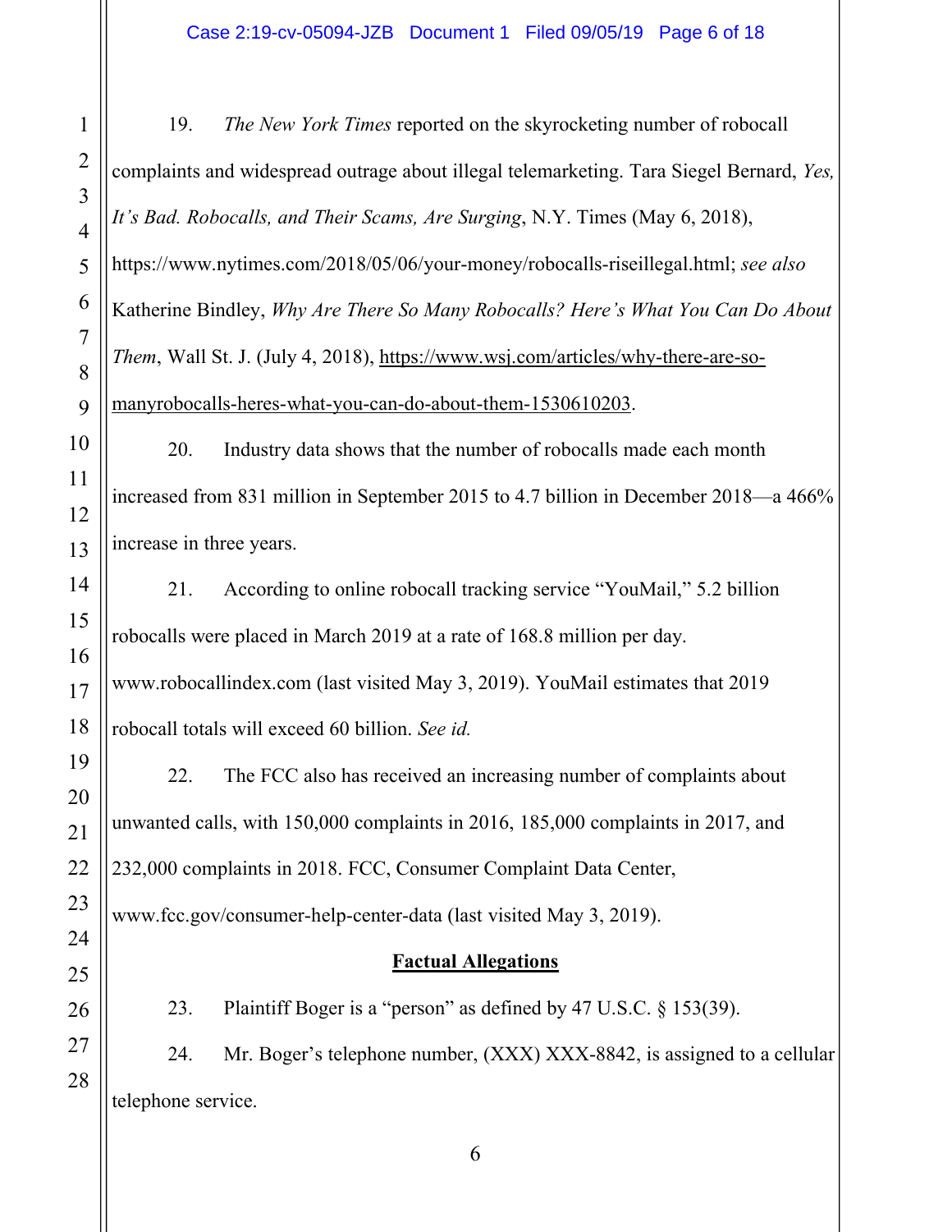19. *The New York Times* reported on the skyrocketing number of robocall complaints and widespread outrage about illegal telemarketing. Tara Siegel Bernard, *Yes, It's Bad. Robocalls, and Their Scams, Are Surging*, N.Y. Times (May 6, 2018), https://www.nytimes.com/2018/05/06/your-money/robocalls-riseillegal.html; *see also* Katherine Bindley, *Why Are There So Many Robocalls? Here's What You Can Do About Them*, Wall St. J. (July 4, 2018), https://www.wsj.com/articles/why-there-are-so-manyrobocalls-heres-what-you-can-do-about-them-1530610203.

20. Industry data shows that the number of robocalls made each month increased from 831 million in September 2015 to 4.7 billion in December 2018—a 466% increase in three years.

21. According to online robocall tracking service "YouMail," 5.2 billion robocalls were placed in March 2019 at a rate of 168.8 million per day. www.robocallindex.com (last visited May 3, 2019). YouMail estimates that 2019 robocall totals will exceed 60 billion. *See id.*

22. The FCC also has received an increasing number of complaints about unwanted calls, with 150,000 complaints in 2016, 185,000 complaints in 2017, and 232,000 complaints in 2018. FCC, Consumer Complaint Data Center, www.fcc.gov/consumer-help-center-data (last visited May 3, 2019).

## Factual Allegations

23. Plaintiff Boger is a "person" as defined by 47 U.S.C. § 153(39).

24. Mr. Boger's telephone number, (XXX) XXX-8842, is assigned to a cellular telephone service.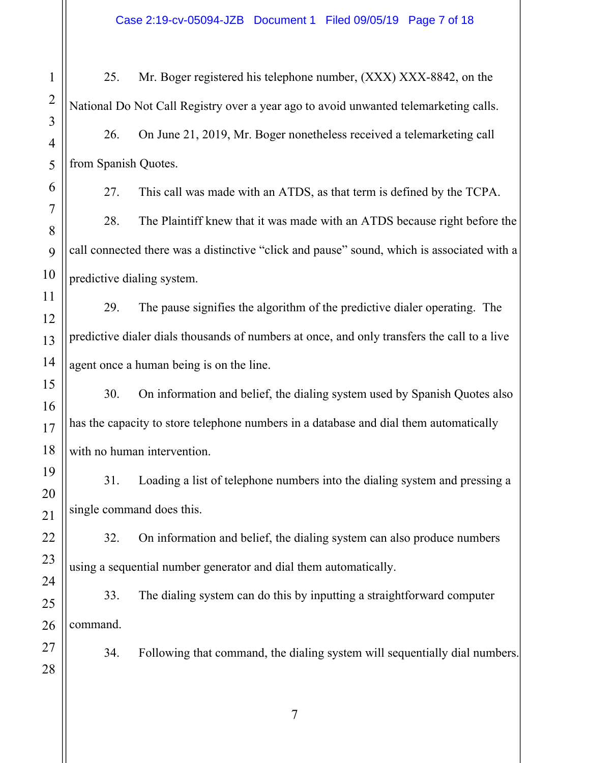25. Mr. Boger registered his telephone number, (XXX) XXX-8842, on the National Do Not Call Registry over a year ago to avoid unwanted telemarketing calls.

26. On June 21, 2019, Mr. Boger nonetheless received a telemarketing call from Spanish Quotes.

27. This call was made with an ATDS, as that term is defined by the TCPA.

28. The Plaintiff knew that it was made with an ATDS because right before the call connected there was a distinctive "click and pause" sound, which is associated with a predictive dialing system.

29. The pause signifies the algorithm of the predictive dialer operating. The predictive dialer dials thousands of numbers at once, and only transfers the call to a live agent once a human being is on the line.

30. On information and belief, the dialing system used by Spanish Quotes also has the capacity to store telephone numbers in a database and dial them automatically with no human intervention.

31. Loading a list of telephone numbers into the dialing system and pressing a single command does this.

32. On information and belief, the dialing system can also produce numbers using a sequential number generator and dial them automatically.

33. The dialing system can do this by inputting a straightforward computer command.

34. Following that command, the dialing system will sequentially dial numbers.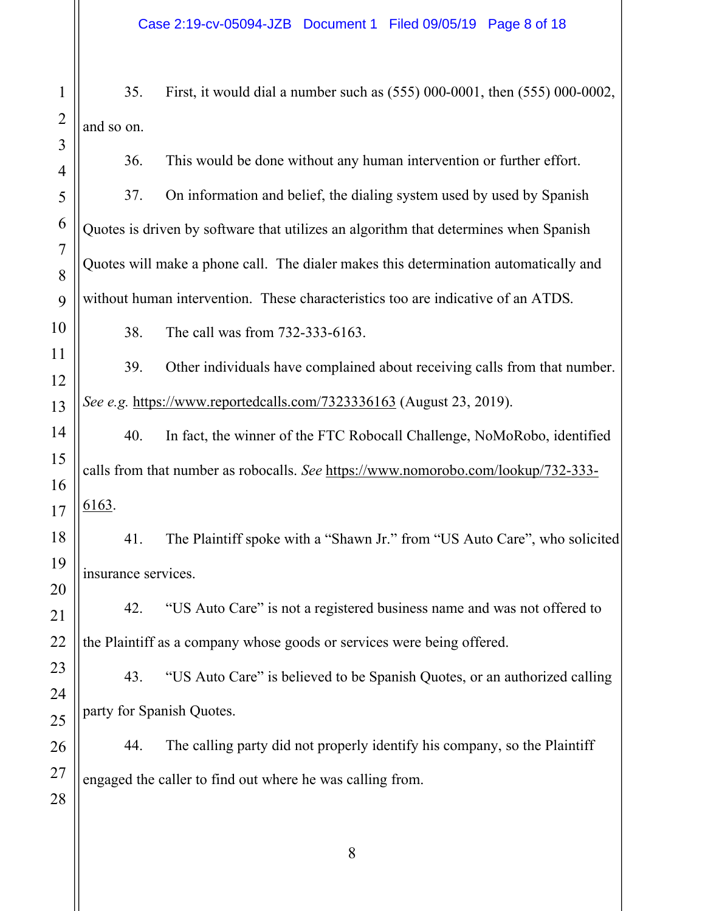35. First, it would dial a number such as (555) 000-0001, then (555) 000-0002, and so on.

36. This would be done without any human intervention or further effort.

37. On information and belief, the dialing system used by used by Spanish Quotes is driven by software that utilizes an algorithm that determines when Spanish Quotes will make a phone call. The dialer makes this determination automatically and without human intervention. These characteristics too are indicative of an ATDS.

38. The call was from 732-333-6163.

39. Other individuals have complained about receiving calls from that number. *See e.g.* https://www.reportedcalls.com/7323336163 (August 23, 2019).

40. In fact, the winner of the FTC Robocall Challenge, NoMoRobo, identified calls from that number as robocalls. *See* https://www.nomorobo.com/lookup/732-333-6163.

41. The Plaintiff spoke with a "Shawn Jr." from "US Auto Care", who solicited insurance services.

42. "US Auto Care" is not a registered business name and was not offered to the Plaintiff as a company whose goods or services were being offered.

43. "US Auto Care" is believed to be Spanish Quotes, or an authorized calling party for Spanish Quotes.

44. The calling party did not properly identify his company, so the Plaintiff engaged the caller to find out where he was calling from.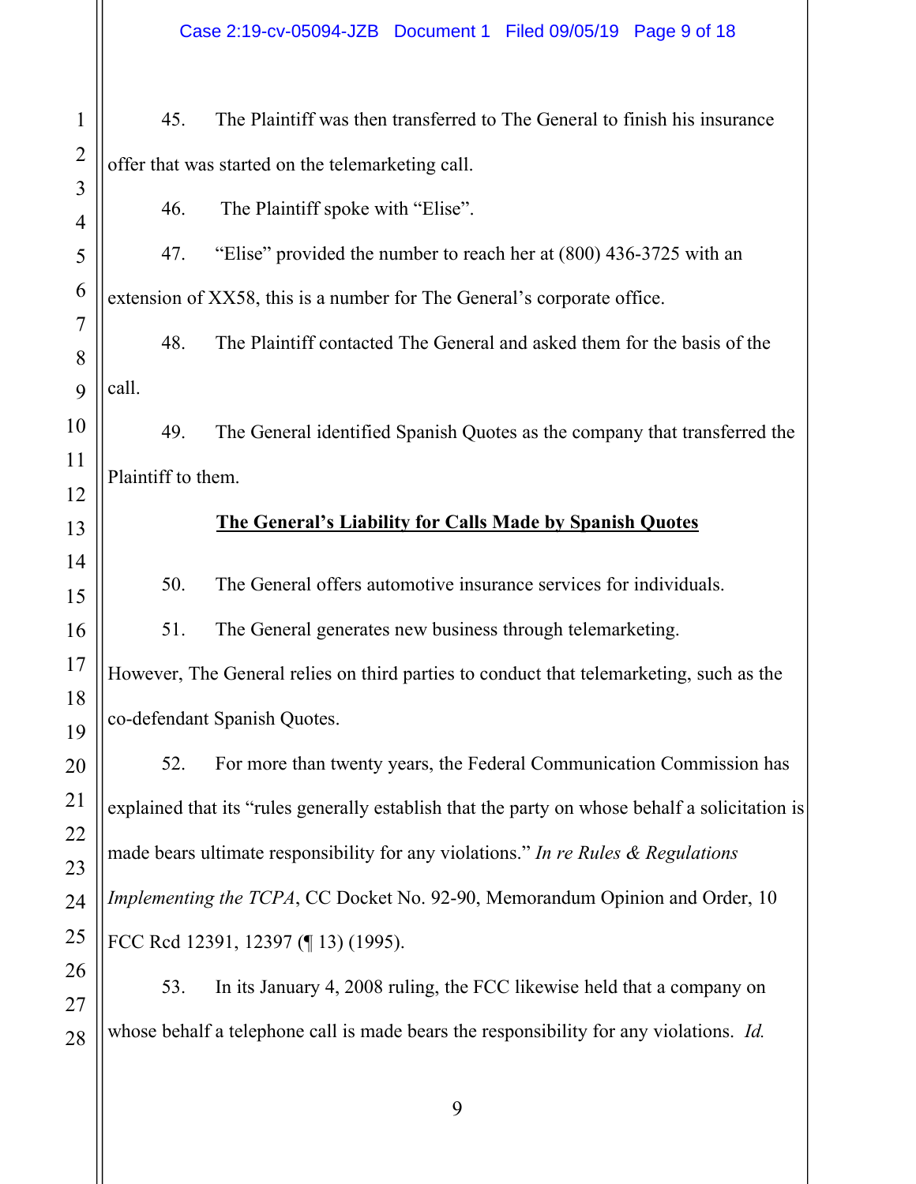45. The Plaintiff was then transferred to The General to finish his insurance offer that was started on the telemarketing call.

46. The Plaintiff spoke with "Elise".

47. "Elise" provided the number to reach her at (800) 436-3725 with an extension of XX58, this is a number for The General's corporate office.

48. The Plaintiff contacted The General and asked them for the basis of the call.

49. The General identified Spanish Quotes as the company that transferred the Plaintiff to them.

**The General's Liability for Calls Made by Spanish Quotes**

50. The General offers automotive insurance services for individuals.

51. The General generates new business through telemarketing. However, The General relies on third parties to conduct that telemarketing, such as the co-defendant Spanish Quotes.

52. For more than twenty years, the Federal Communication Commission has explained that its "rules generally establish that the party on whose behalf a solicitation is made bears ultimate responsibility for any violations." *In re Rules & Regulations Implementing the TCPA*, CC Docket No. 92-90, Memorandum Opinion and Order, 10 FCC Rcd 12391, 12397 (¶ 13) (1995).

53. In its January 4, 2008 ruling, the FCC likewise held that a company on whose behalf a telephone call is made bears the responsibility for any violations. *Id.*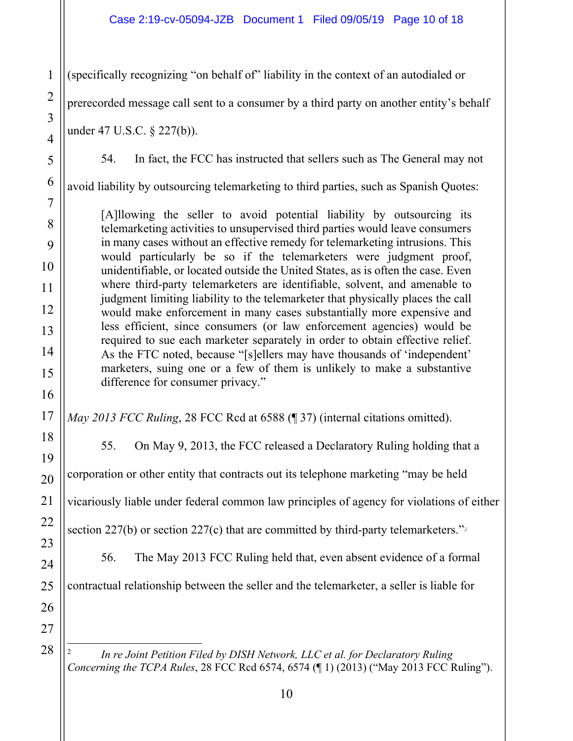(specifically recognizing "on behalf of" liability in the context of an autodialed or prerecorded message call sent to a consumer by a third party on another entity's behalf under 47 U.S.C. § 227(b)).

54. In fact, the FCC has instructed that sellers such as The General may not avoid liability by outsourcing telemarketing to third parties, such as Spanish Quotes:

> [A]llowing the seller to avoid potential liability by outsourcing its telemarketing activities to unsupervised third parties would leave consumers in many cases without an effective remedy for telemarketing intrusions. This would particularly be so if the telemarketers were judgment proof, unidentifiable, or located outside the United States, as is often the case. Even where third-party telemarketers are identifiable, solvent, and amenable to judgment limiting liability to the telemarketer that physically places the call would make enforcement in many cases substantially more expensive and less efficient, since consumers (or law enforcement agencies) would be required to sue each marketer separately in order to obtain effective relief. As the FTC noted, because "[s]ellers may have thousands of 'independent' marketers, suing one or a few of them is unlikely to make a substantive difference for consumer privacy."

*May 2013 FCC Ruling*, 28 FCC Rcd at 6588 (¶ 37) (internal citations omitted).

55. On May 9, 2013, the FCC released a Declaratory Ruling holding that a corporation or other entity that contracts out its telephone marketing "may be held vicariously liable under federal common law principles of agency for violations of either section 227(b) or section 227(c) that are committed by third-party telemarketers."[2]

56. The May 2013 FCC Ruling held that, even absent evidence of a formal contractual relationship between the seller and the telemarketer, a seller is liable for

---

[2] *In re Joint Petition Filed by DISH Network, LLC et al. for Declaratory Ruling Concerning the TCPA Rules*, 28 FCC Rcd 6574, 6574 (¶ 1) (2013) ("May 2013 FCC Ruling").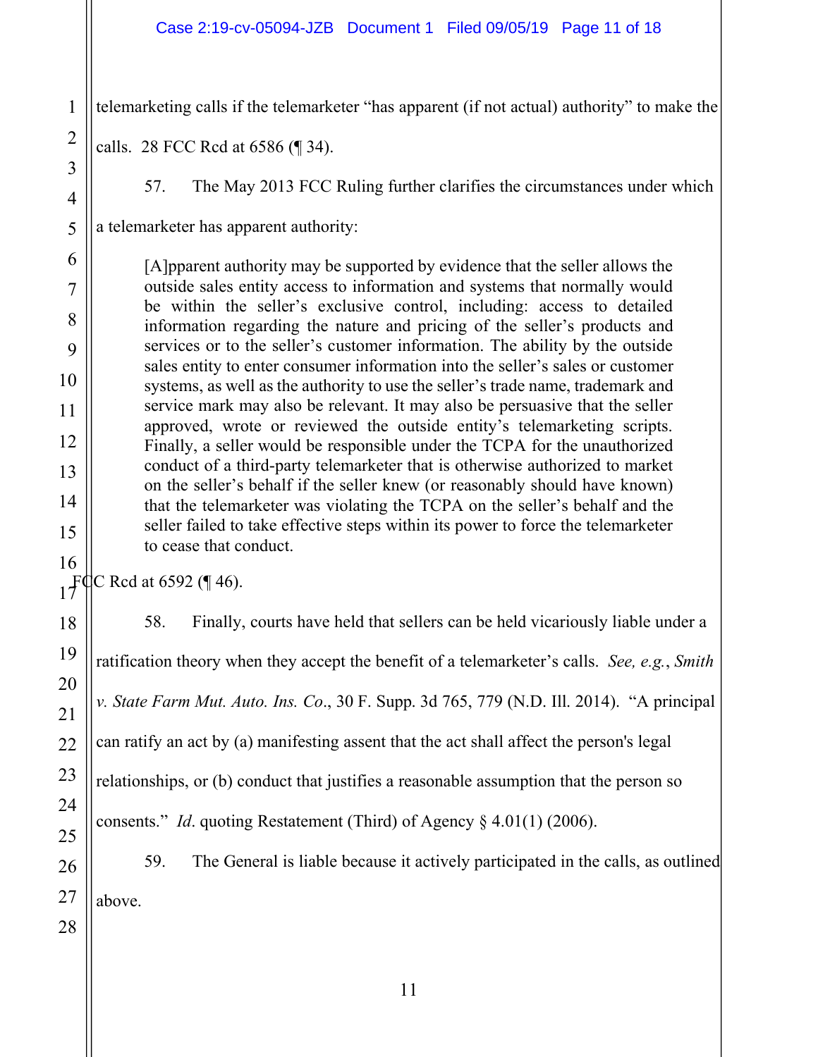telemarketing calls if the telemarketer "has apparent (if not actual) authority" to make the calls. 28 FCC Rcd at 6586 (¶ 34).

57. The May 2013 FCC Ruling further clarifies the circumstances under which a telemarketer has apparent authority:

> [A]pparent authority may be supported by evidence that the seller allows the outside sales entity access to information and systems that normally would be within the seller's exclusive control, including: access to detailed information regarding the nature and pricing of the seller's products and services or to the seller's customer information. The ability by the outside sales entity to enter consumer information into the seller's sales or customer systems, as well as the authority to use the seller's trade name, trademark and service mark may also be relevant. It may also be persuasive that the seller approved, wrote or reviewed the outside entity's telemarketing scripts. Finally, a seller would be responsible under the TCPA for the unauthorized conduct of a third-party telemarketer that is otherwise authorized to market on the seller's behalf if the seller knew (or reasonably should have known) that the telemarketer was violating the TCPA on the seller's behalf and the seller failed to take effective steps within its power to force the telemarketer to cease that conduct.

FCC Rcd at 6592 (¶ 46).

58. Finally, courts have held that sellers can be held vicariously liable under a ratification theory when they accept the benefit of a telemarketer's calls. *See, e.g.*, *Smith v. State Farm Mut. Auto. Ins. Co*., 30 F. Supp. 3d 765, 779 (N.D. Ill. 2014). "A principal can ratify an act by (a) manifesting assent that the act shall affect the person's legal relationships, or (b) conduct that justifies a reasonable assumption that the person so consents." *Id*. quoting Restatement (Third) of Agency § 4.01(1) (2006).

59. The General is liable because it actively participated in the calls, as outlined above.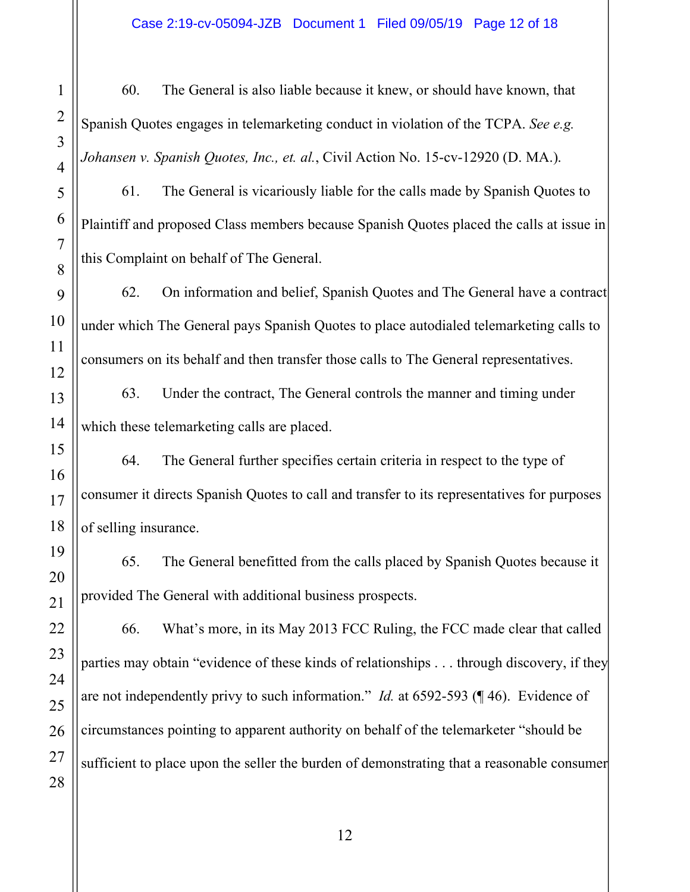60. The General is also liable because it knew, or should have known, that Spanish Quotes engages in telemarketing conduct in violation of the TCPA. *See e.g. Johansen v. Spanish Quotes, Inc., et. al.*, Civil Action No. 15-cv-12920 (D. MA.).

61. The General is vicariously liable for the calls made by Spanish Quotes to Plaintiff and proposed Class members because Spanish Quotes placed the calls at issue in this Complaint on behalf of The General.

62. On information and belief, Spanish Quotes and The General have a contract under which The General pays Spanish Quotes to place autodialed telemarketing calls to consumers on its behalf and then transfer those calls to The General representatives.

63. Under the contract, The General controls the manner and timing under which these telemarketing calls are placed.

64. The General further specifies certain criteria in respect to the type of consumer it directs Spanish Quotes to call and transfer to its representatives for purposes of selling insurance.

65. The General benefitted from the calls placed by Spanish Quotes because it provided The General with additional business prospects.

66. What's more, in its May 2013 FCC Ruling, the FCC made clear that called parties may obtain "evidence of these kinds of relationships . . . through discovery, if they are not independently privy to such information." *Id.* at 6592-593 (¶ 46). Evidence of circumstances pointing to apparent authority on behalf of the telemarketer "should be sufficient to place upon the seller the burden of demonstrating that a reasonable consumer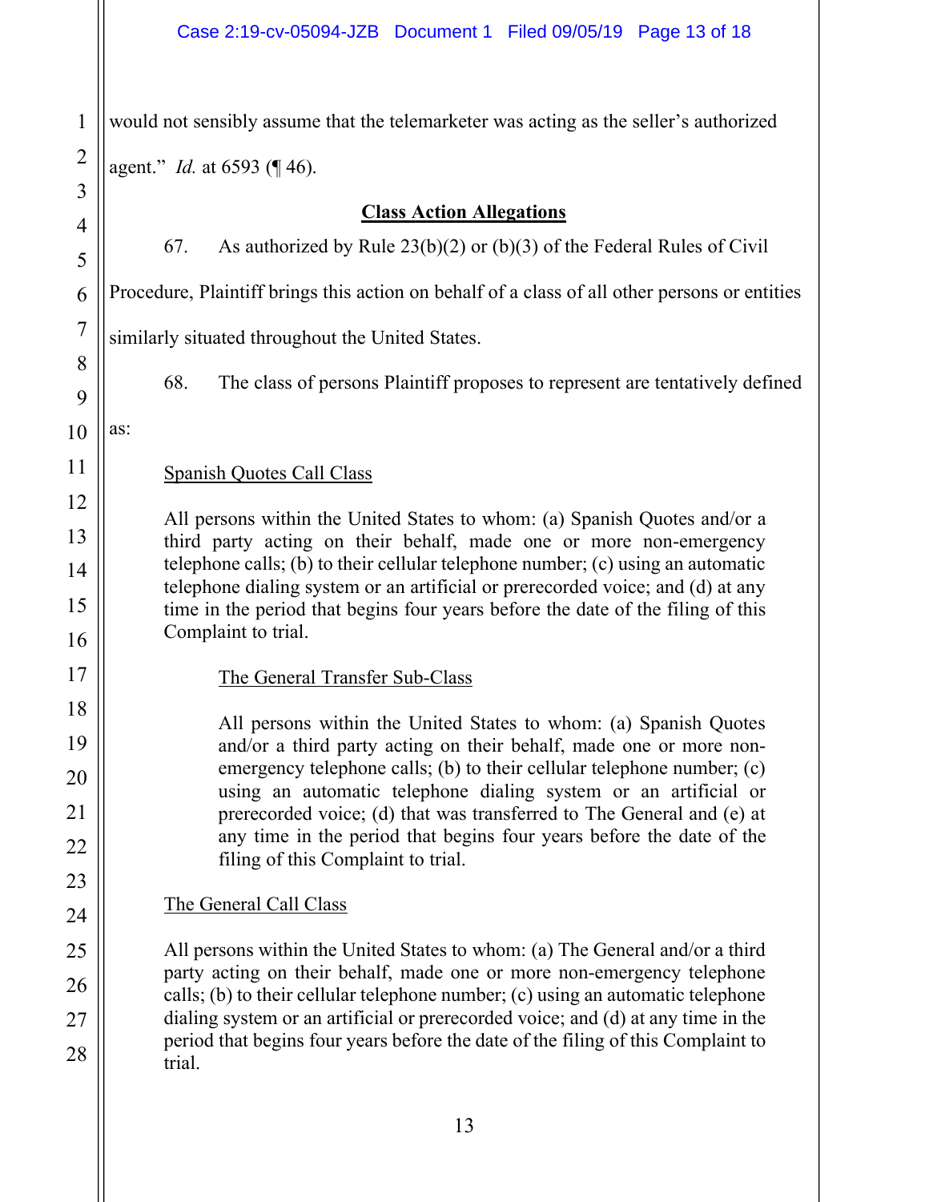would not sensibly assume that the telemarketer was acting as the seller's authorized agent." *Id.* at 6593 (¶ 46).

## Class Action Allegations

67. As authorized by Rule 23(b)(2) or (b)(3) of the Federal Rules of Civil Procedure, Plaintiff brings this action on behalf of a class of all other persons or entities similarly situated throughout the United States.

68. The class of persons Plaintiff proposes to represent are tentatively defined as:

> Spanish Quotes Call Class
>
> All persons within the United States to whom: (a) Spanish Quotes and/or a third party acting on their behalf, made one or more non-emergency telephone calls; (b) to their cellular telephone number; (c) using an automatic telephone dialing system or an artificial or prerecorded voice; and (d) at any time in the period that begins four years before the date of the filing of this Complaint to trial.
>
> > The General Transfer Sub-Class
> >
> > All persons within the United States to whom: (a) Spanish Quotes and/or a third party acting on their behalf, made one or more non-emergency telephone calls; (b) to their cellular telephone number; (c) using an automatic telephone dialing system or an artificial or prerecorded voice; (d) that was transferred to The General and (e) at any time in the period that begins four years before the date of the filing of this Complaint to trial.
>
> The General Call Class
>
> All persons within the United States to whom: (a) The General and/or a third party acting on their behalf, made one or more non-emergency telephone calls; (b) to their cellular telephone number; (c) using an automatic telephone dialing system or an artificial or prerecorded voice; and (d) at any time in the period that begins four years before the date of the filing of this Complaint to trial.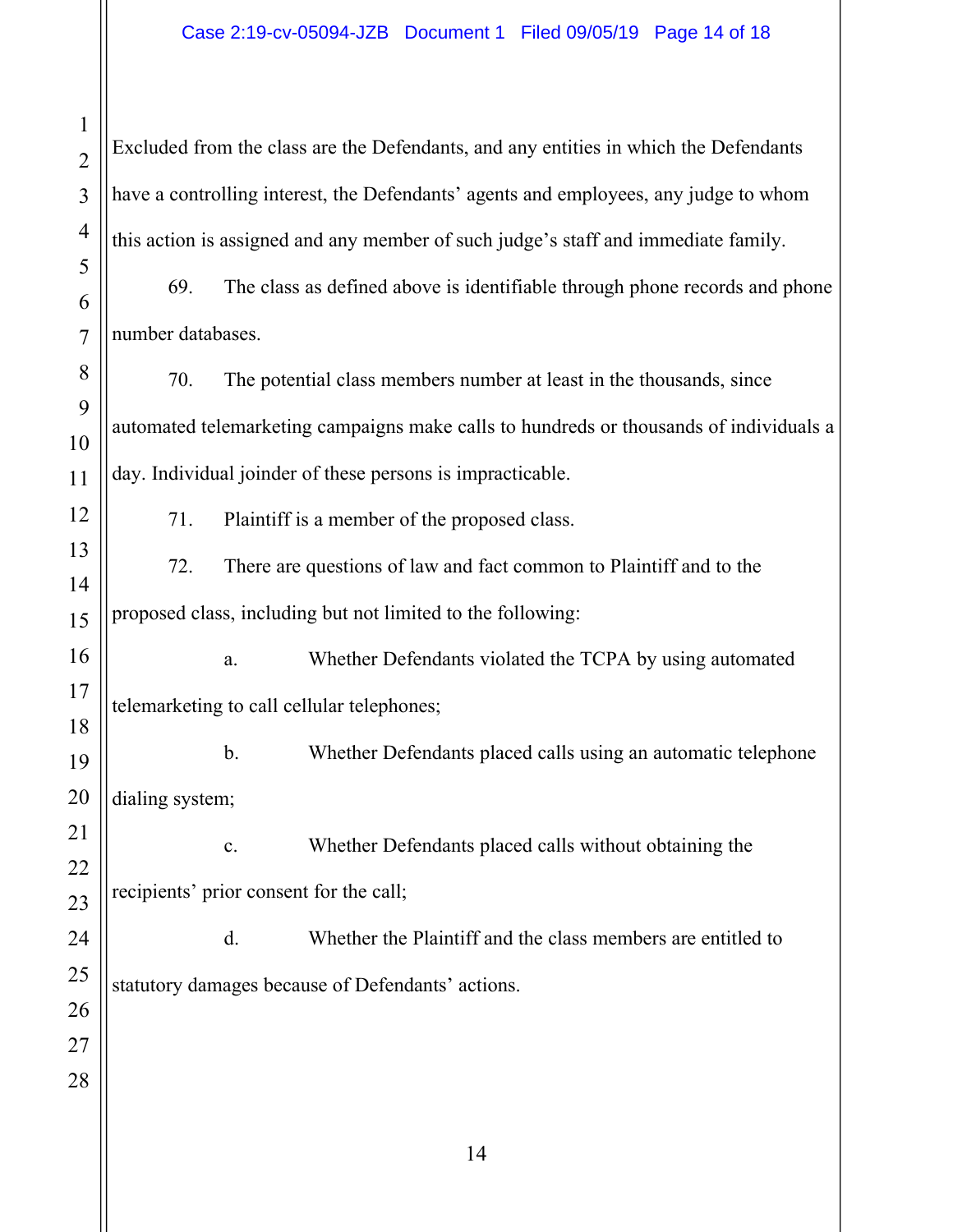Excluded from the class are the Defendants, and any entities in which the Defendants have a controlling interest, the Defendants' agents and employees, any judge to whom this action is assigned and any member of such judge's staff and immediate family.

69. The class as defined above is identifiable through phone records and phone number databases.

70. The potential class members number at least in the thousands, since automated telemarketing campaigns make calls to hundreds or thousands of individuals a day. Individual joinder of these persons is impracticable.

71. Plaintiff is a member of the proposed class.

72. There are questions of law and fact common to Plaintiff and to the proposed class, including but not limited to the following:

a. Whether Defendants violated the TCPA by using automated telemarketing to call cellular telephones;

b. Whether Defendants placed calls using an automatic telephone dialing system;

c. Whether Defendants placed calls without obtaining the recipients' prior consent for the call;

d. Whether the Plaintiff and the class members are entitled to statutory damages because of Defendants' actions.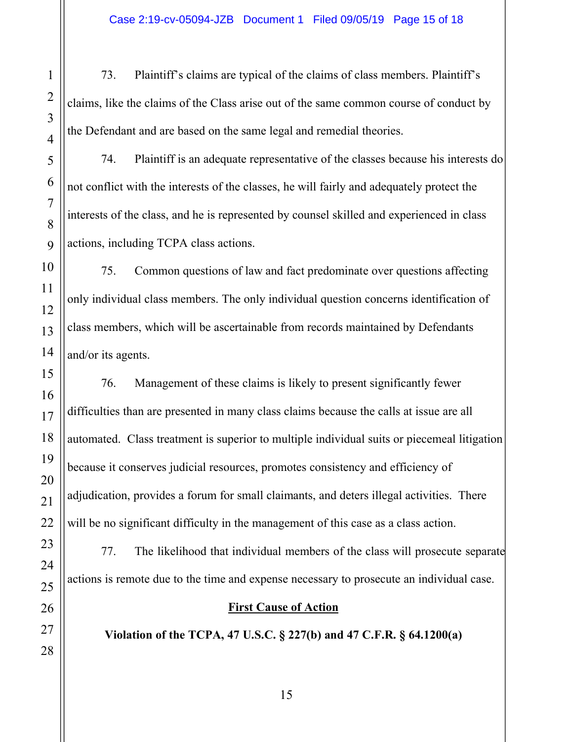73. Plaintiff's claims are typical of the claims of class members. Plaintiff's claims, like the claims of the Class arise out of the same common course of conduct by the Defendant and are based on the same legal and remedial theories.

74. Plaintiff is an adequate representative of the classes because his interests do not conflict with the interests of the classes, he will fairly and adequately protect the interests of the class, and he is represented by counsel skilled and experienced in class actions, including TCPA class actions.

75. Common questions of law and fact predominate over questions affecting only individual class members. The only individual question concerns identification of class members, which will be ascertainable from records maintained by Defendants and/or its agents.

76. Management of these claims is likely to present significantly fewer difficulties than are presented in many class claims because the calls at issue are all automated. Class treatment is superior to multiple individual suits or piecemeal litigation because it conserves judicial resources, promotes consistency and efficiency of adjudication, provides a forum for small claimants, and deters illegal activities. There will be no significant difficulty in the management of this case as a class action.

77. The likelihood that individual members of the class will prosecute separate actions is remote due to the time and expense necessary to prosecute an individual case.

**<u>First Cause of Action</u>**

**Violation of the TCPA, 47 U.S.C. § 227(b) and 47 C.F.R. § 64.1200(a)**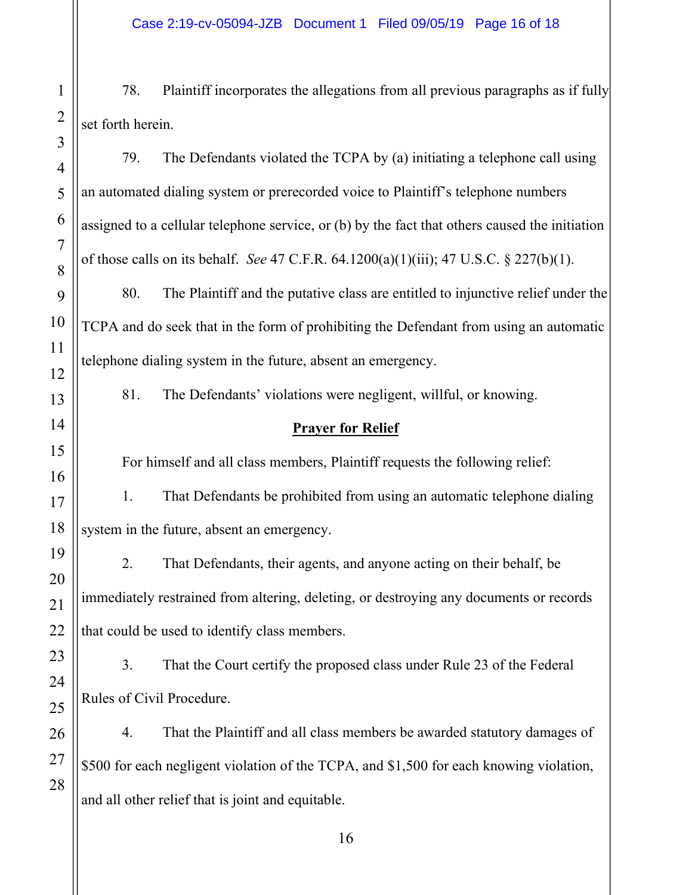78. Plaintiff incorporates the allegations from all previous paragraphs as if fully set forth herein.

79. The Defendants violated the TCPA by (a) initiating a telephone call using an automated dialing system or prerecorded voice to Plaintiff's telephone numbers assigned to a cellular telephone service, or (b) by the fact that others caused the initiation of those calls on its behalf. *See* 47 C.F.R. 64.1200(a)(1)(iii); 47 U.S.C. § 227(b)(1).

80. The Plaintiff and the putative class are entitled to injunctive relief under the TCPA and do seek that in the form of prohibiting the Defendant from using an automatic telephone dialing system in the future, absent an emergency.

81. The Defendants' violations were negligent, willful, or knowing.

**Prayer for Relief**

For himself and all class members, Plaintiff requests the following relief:

1. That Defendants be prohibited from using an automatic telephone dialing system in the future, absent an emergency.

2. That Defendants, their agents, and anyone acting on their behalf, be immediately restrained from altering, deleting, or destroying any documents or records that could be used to identify class members.

3. That the Court certify the proposed class under Rule 23 of the Federal Rules of Civil Procedure.

4. That the Plaintiff and all class members be awarded statutory damages of $500 for each negligent violation of the TCPA, and $1,500 for each knowing violation, and all other relief that is joint and equitable.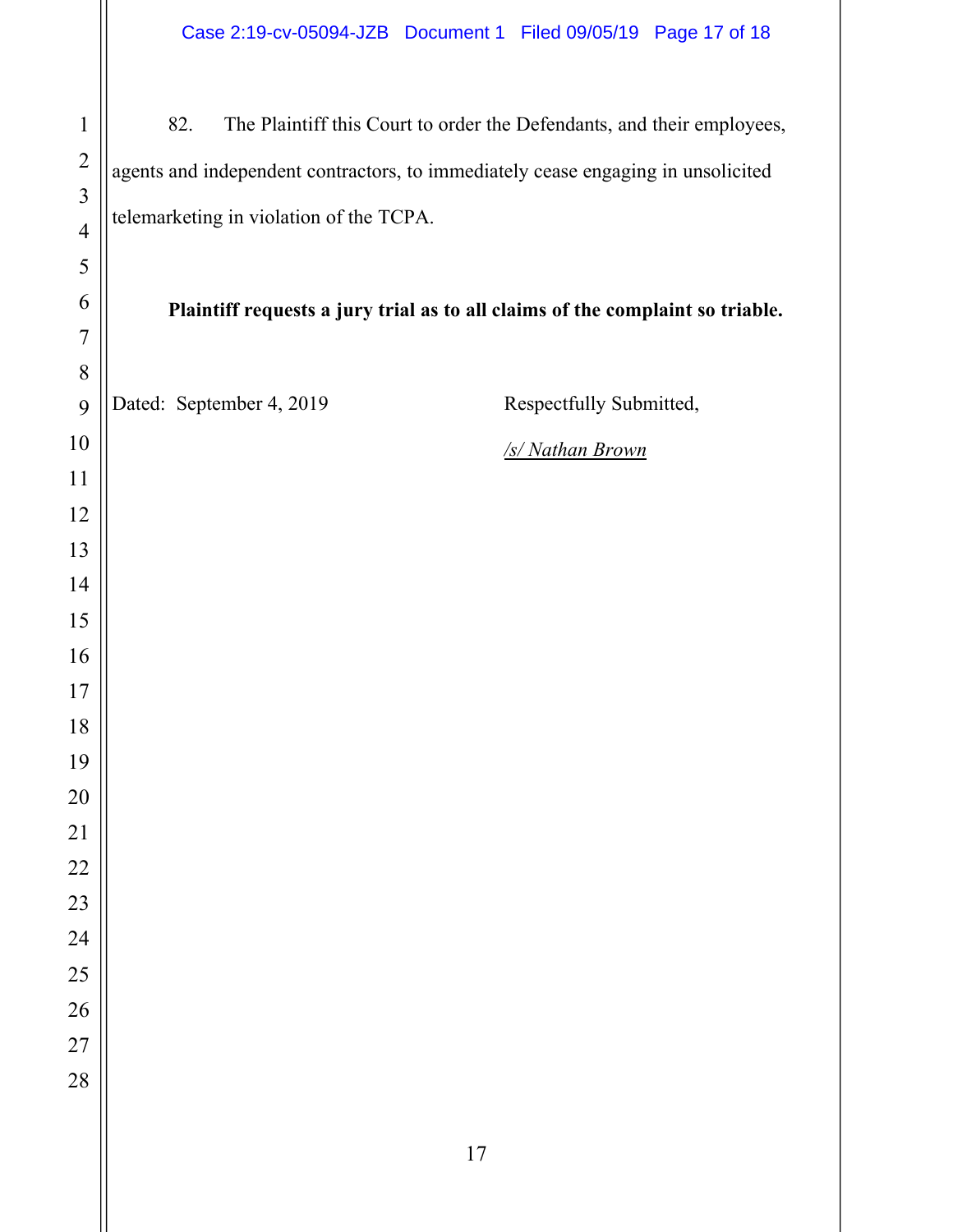82. The Plaintiff this Court to order the Defendants, and their employees, agents and independent contractors, to immediately cease engaging in unsolicited telemarketing in violation of the TCPA.

**Plaintiff requests a jury trial as to all claims of the complaint so triable.**

Dated: September 4, 2019

Respectfully Submitted,

*/s/ Nathan Brown*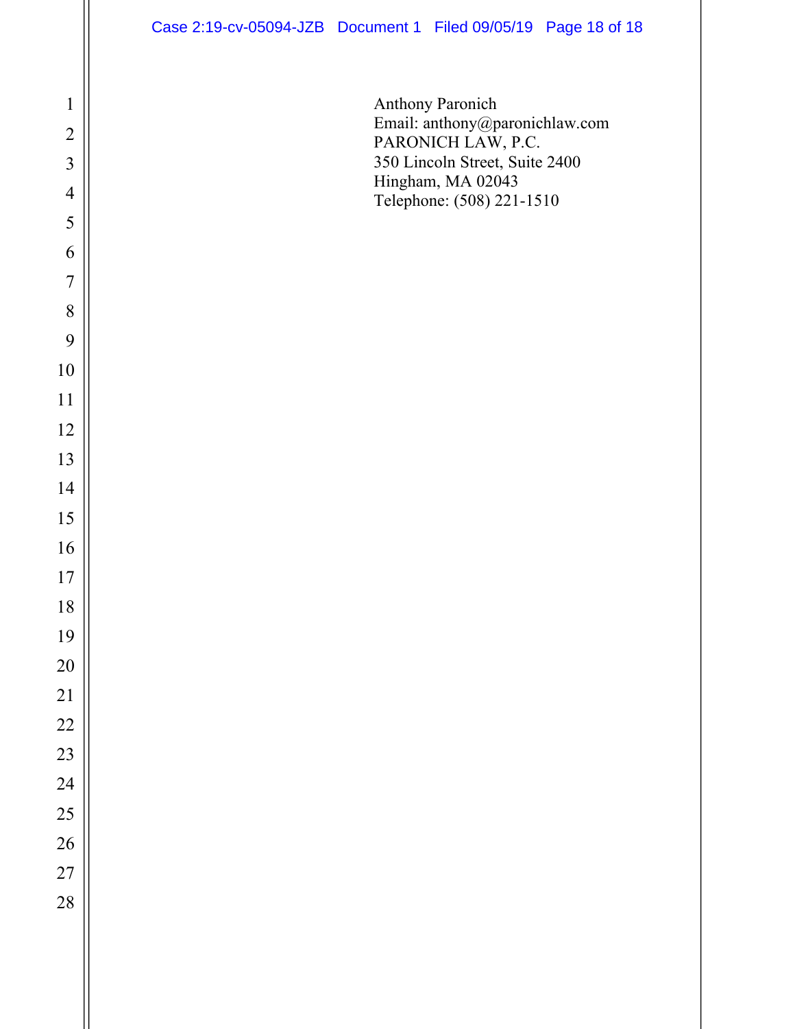Anthony Paronich
Email: anthony@paronichlaw.com
PARONICH LAW, P.C.
350 Lincoln Street, Suite 2400
Hingham, MA 02043
Telephone: (508) 221-1510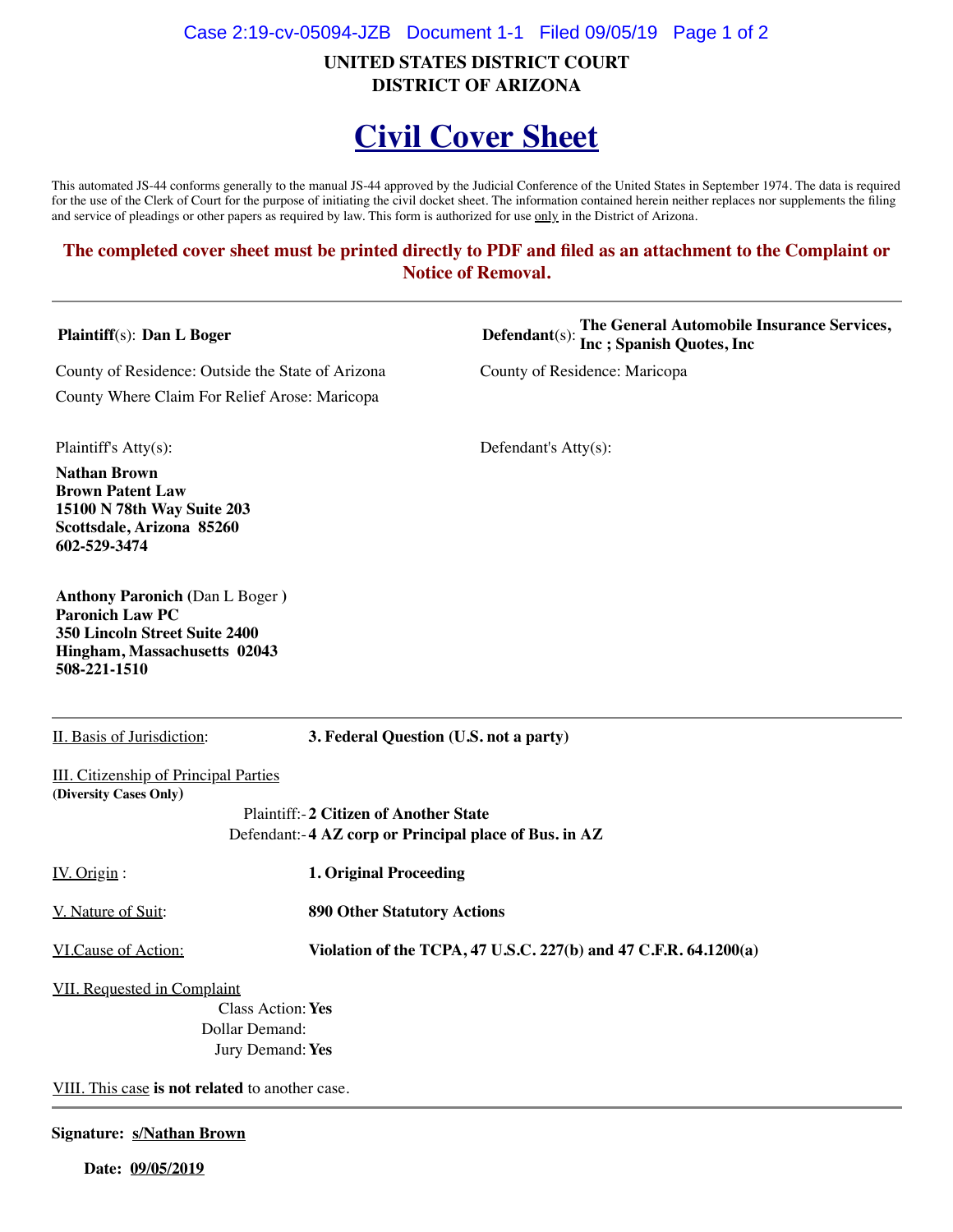**UNITED STATES DISTRICT COURT**
**DISTRICT OF ARIZONA**

# Civil Cover Sheet

This automated JS-44 conforms generally to the manual JS-44 approved by the Judicial Conference of the United States in September 1974. The data is required for the use of the Clerk of Court for the purpose of initiating the civil docket sheet. The information contained herein neither replaces nor supplements the filing and service of pleadings or other papers as required by law. This form is authorized for use only in the District of Arizona.

**The completed cover sheet must be printed directly to PDF and filed as an attachment to the Complaint or Notice of Removal.**

---

**Plaintiff**(s): **Dan L Boger**

County of Residence: Outside the State of Arizona

County Where Claim For Relief Arose: Maricopa

**Defendant**(s): **The General Automobile Insurance Services, Inc ; Spanish Quotes, Inc**

County of Residence: Maricopa

Plaintiff's Atty(s):

**Nathan Brown**
**Brown Patent Law**
**15100 N 78th Way Suite 203**
**Scottsdale, Arizona 85260**
**602-529-3474**

**Anthony Paronich** (Dan L Boger )
**Paronich Law PC**
**350 Lincoln Street Suite 2400**
**Hingham, Massachusetts 02043**
**508-221-1510**

Defendant's Atty(s):

---

II. Basis of Jurisdiction: **3. Federal Question (U.S. not a party)**

III. Citizenship of Principal Parties
**(Diversity Cases Only)**

Plaintiff:- **2 Citizen of Another State**
Defendant:- **4 AZ corp or Principal place of Bus. in AZ**

IV. Origin : **1. Original Proceeding**

V. Nature of Suit: **890 Other Statutory Actions**

VI.Cause of Action: **Violation of the TCPA, 47 U.S.C. 227(b) and 47 C.F.R. 64.1200(a)**

VII. Requested in Complaint
Class Action: **Yes**
Dollar Demand:
Jury Demand: **Yes**

VIII. This case **is not related** to another case.

---

**Signature:** s/Nathan Brown

**Date:** 09/05/2019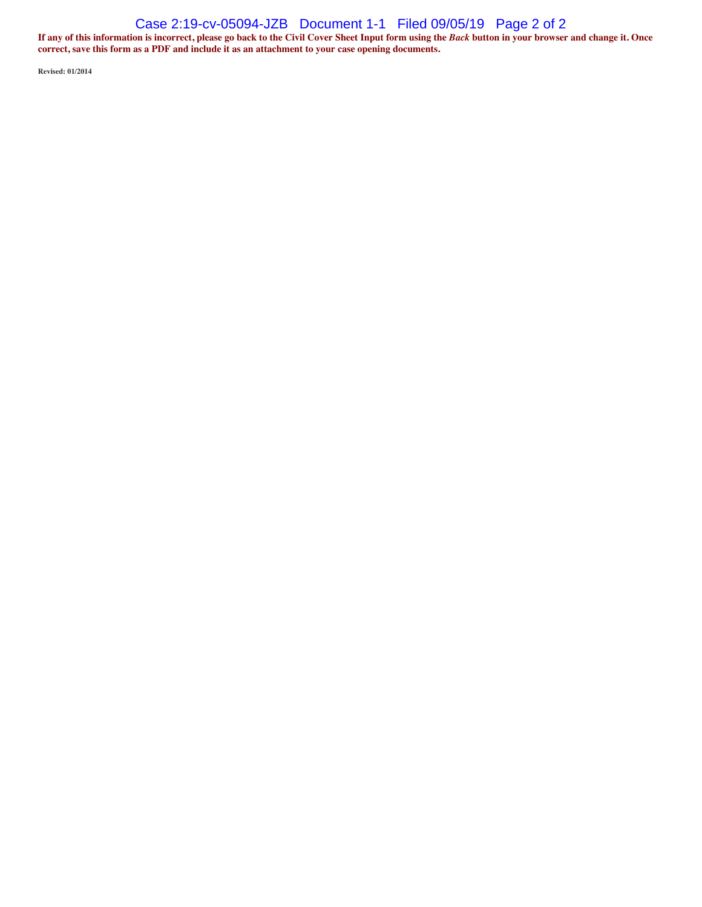**If any of this information is incorrect, please go back to the Civil Cover Sheet Input form using the *Back* button in your browser and change it. Once correct, save this form as a PDF and include it as an attachment to your case opening documents.**

**Revised: 01/2014**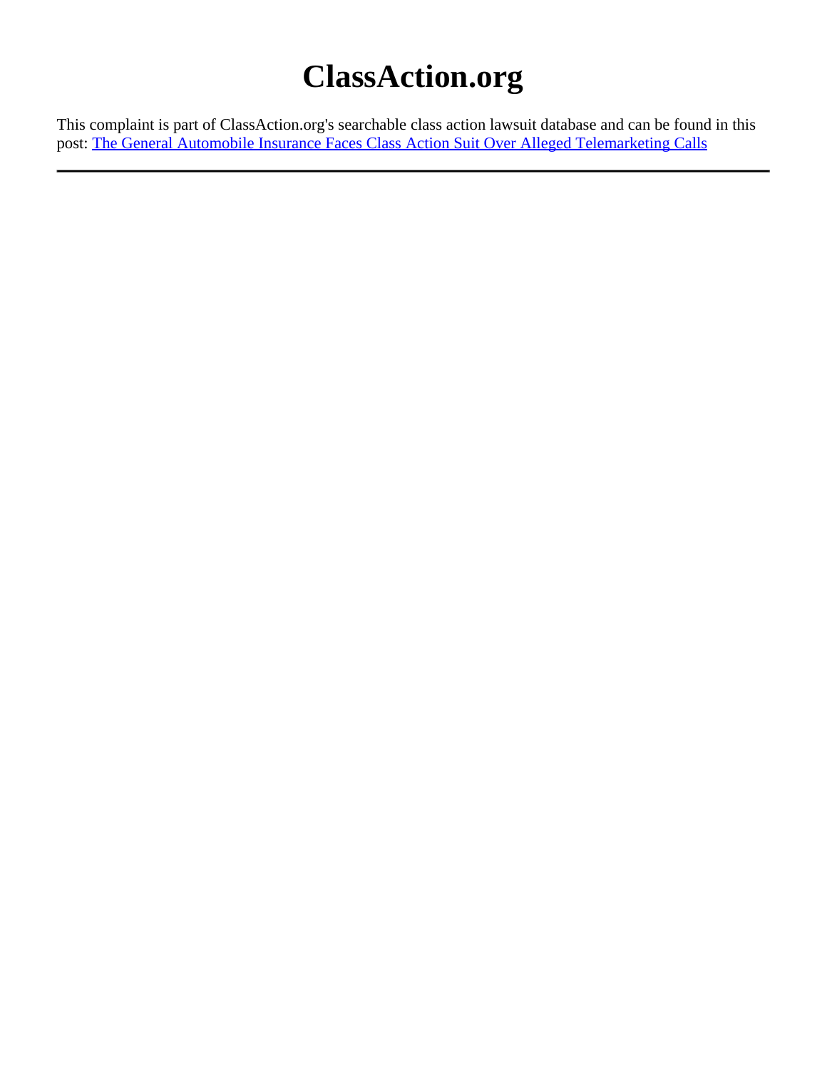# ClassAction.org

This complaint is part of ClassAction.org's searchable class action lawsuit database and can be found in this post: [The General Automobile Insurance Faces Class Action Suit Over Alleged Telemarketing Calls]

---